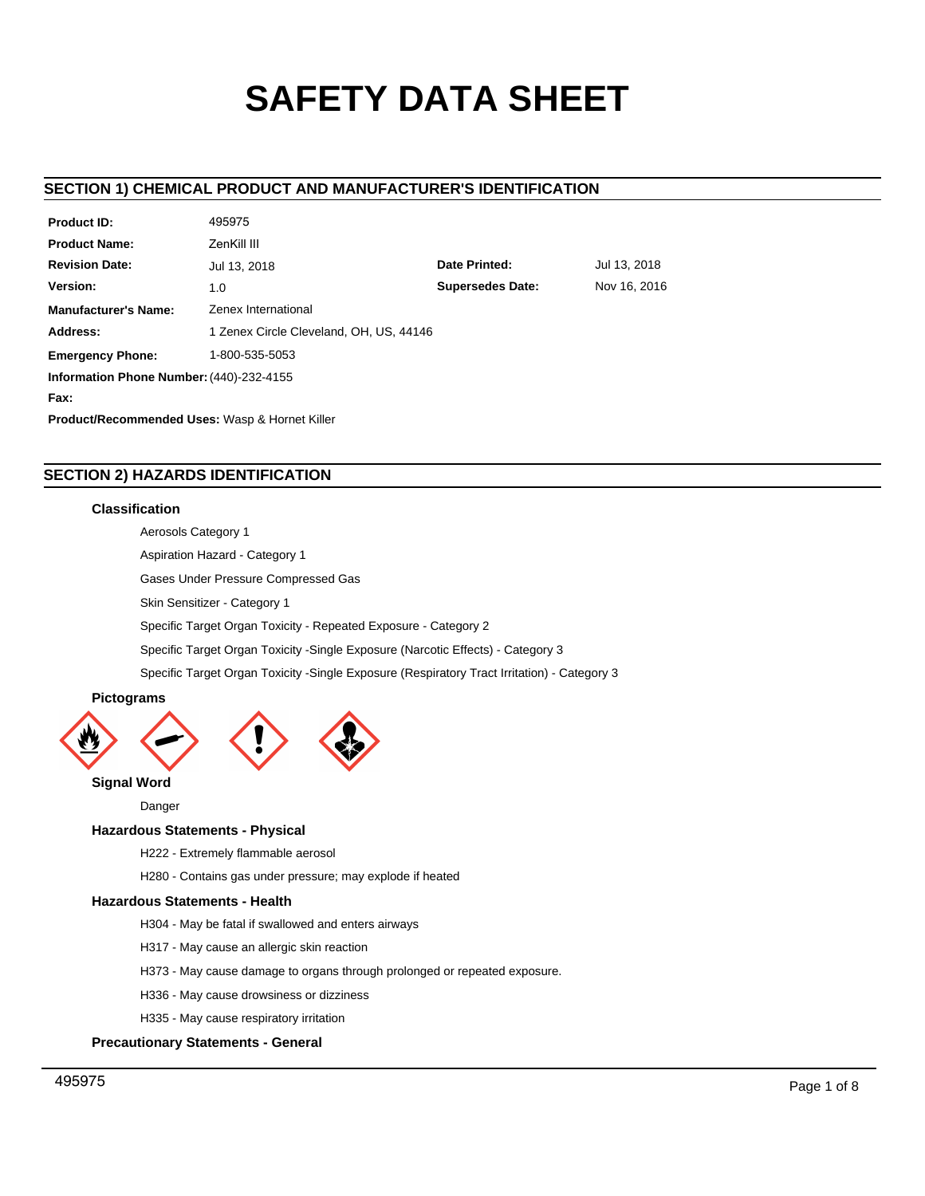# SAFETY DATA SHEET

## SECTION 1) CHEMICAL PRODUCT AND MANUFACTURER'S IDENTIFICATION

| | | | |
|---|---|---|---|
| **Product ID:** | 495975 | | |
| **Product Name:** | ZenKill III | | |
| **Revision Date:** | Jul 13, 2018 | **Date Printed:** | Jul 13, 2018 |
| **Version:** | 1.0 | **Supersedes Date:** | Nov 16, 2016 |
| **Manufacturer's Name:** | Zenex International | | |
| **Address:** | 1 Zenex Circle Cleveland, OH, US, 44146 | | |
| **Emergency Phone:** | 1-800-535-5053 | | |
| **Information Phone Number:** | (440)-232-4155 | | |
| **Fax:** | | | |

**Product/Recommended Uses:** Wasp & Hornet Killer

## SECTION 2) HAZARDS IDENTIFICATION

### Classification

Aerosols Category 1

Aspiration Hazard - Category 1

Gases Under Pressure Compressed Gas

Skin Sensitizer - Category 1

Specific Target Organ Toxicity - Repeated Exposure - Category 2

Specific Target Organ Toxicity -Single Exposure (Narcotic Effects) - Category 3

Specific Target Organ Toxicity -Single Exposure (Respiratory Tract Irritation) - Category 3

### Pictograms

### Signal Word

Danger

### Hazardous Statements - Physical

H222 - Extremely flammable aerosol

H280 - Contains gas under pressure; may explode if heated

### Hazardous Statements - Health

H304 - May be fatal if swallowed and enters airways

H317 - May cause an allergic skin reaction

H373 - May cause damage to organs through prolonged or repeated exposure.

H336 - May cause drowsiness or dizziness

H335 - May cause respiratory irritation

### Precautionary Statements - General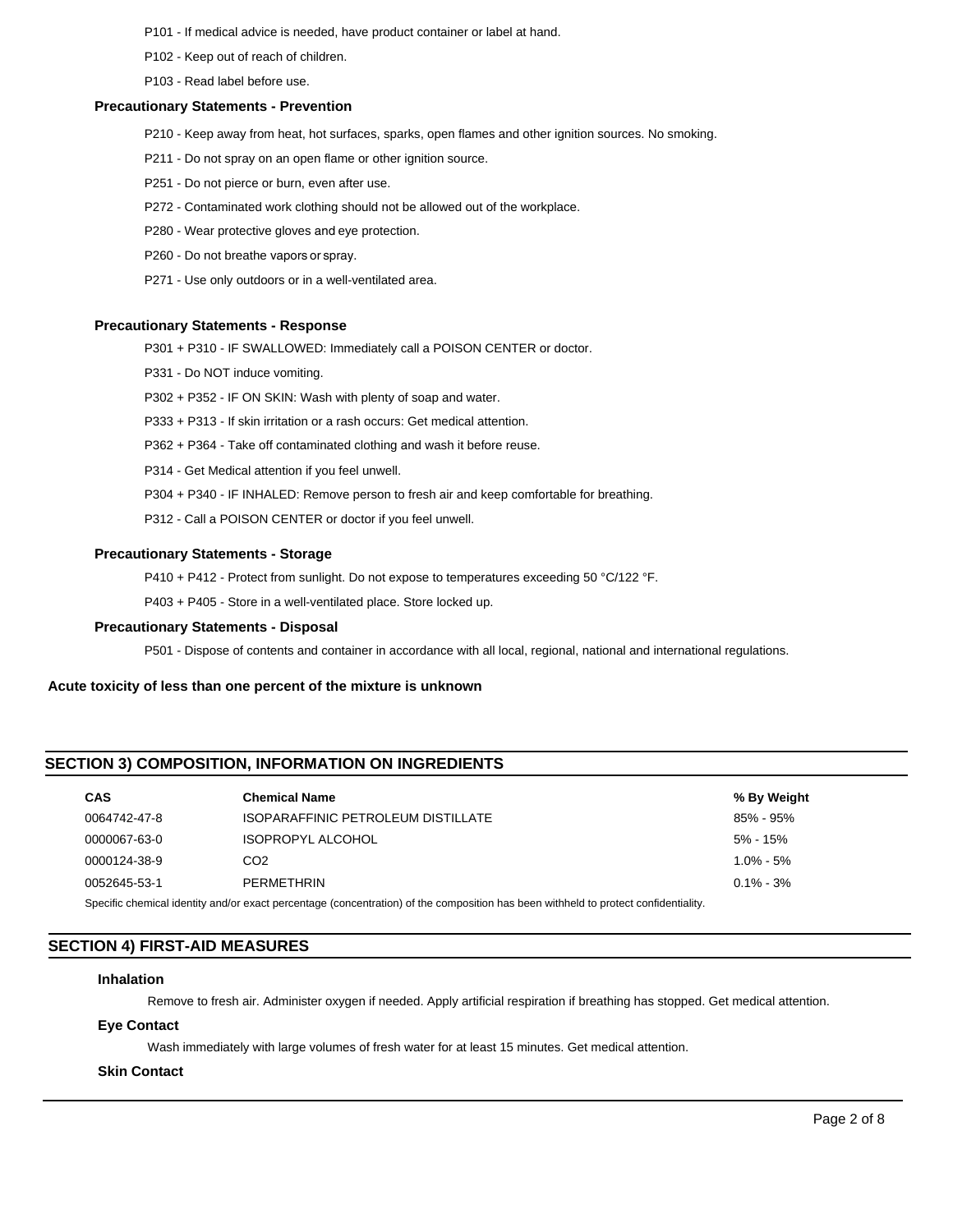P101 - If medical advice is needed, have product container or label at hand.

P102 - Keep out of reach of children.

P103 - Read label before use.

### Precautionary Statements - Prevention

P210 - Keep away from heat, hot surfaces, sparks, open flames and other ignition sources. No smoking.

P211 - Do not spray on an open flame or other ignition source.

P251 - Do not pierce or burn, even after use.

P272 - Contaminated work clothing should not be allowed out of the workplace.

P280 - Wear protective gloves and eye protection.

P260 - Do not breathe vapors or spray.

P271 - Use only outdoors or in a well-ventilated area.

### Precautionary Statements - Response

P301 + P310 - IF SWALLOWED: Immediately call a POISON CENTER or doctor.

P331 - Do NOT induce vomiting.

P302 + P352 - IF ON SKIN: Wash with plenty of soap and water.

P333 + P313 - If skin irritation or a rash occurs: Get medical attention.

P362 + P364 - Take off contaminated clothing and wash it before reuse.

P314 - Get Medical attention if you feel unwell.

P304 + P340 - IF INHALED: Remove person to fresh air and keep comfortable for breathing.

P312 - Call a POISON CENTER or doctor if you feel unwell.

### Precautionary Statements - Storage

P410 + P412 - Protect from sunlight. Do not expose to temperatures exceeding 50 °C/122 °F.

P403 + P405 - Store in a well-ventilated place. Store locked up.

### Precautionary Statements - Disposal

P501 - Dispose of contents and container in accordance with all local, regional, national and international regulations.

**Acute toxicity of less than one percent of the mixture is unknown**

## SECTION 3) COMPOSITION, INFORMATION ON INGREDIENTS

| CAS | Chemical Name | % By Weight |
|---|---|---|
| 0064742-47-8 | ISOPARAFFINIC PETROLEUM DISTILLATE | 85% - 95% |
| 0000067-63-0 | ISOPROPYL ALCOHOL | 5% - 15% |
| 0000124-38-9 | CO2 | 1.0% - 5% |
| 0052645-53-1 | PERMETHRIN | 0.1% - 3% |

Specific chemical identity and/or exact percentage (concentration) of the composition has been withheld to protect confidentiality.

## SECTION 4) FIRST-AID MEASURES

### Inhalation

Remove to fresh air. Administer oxygen if needed. Apply artificial respiration if breathing has stopped. Get medical attention.

### Eye Contact

Wash immediately with large volumes of fresh water for at least 15 minutes. Get medical attention.

### Skin Contact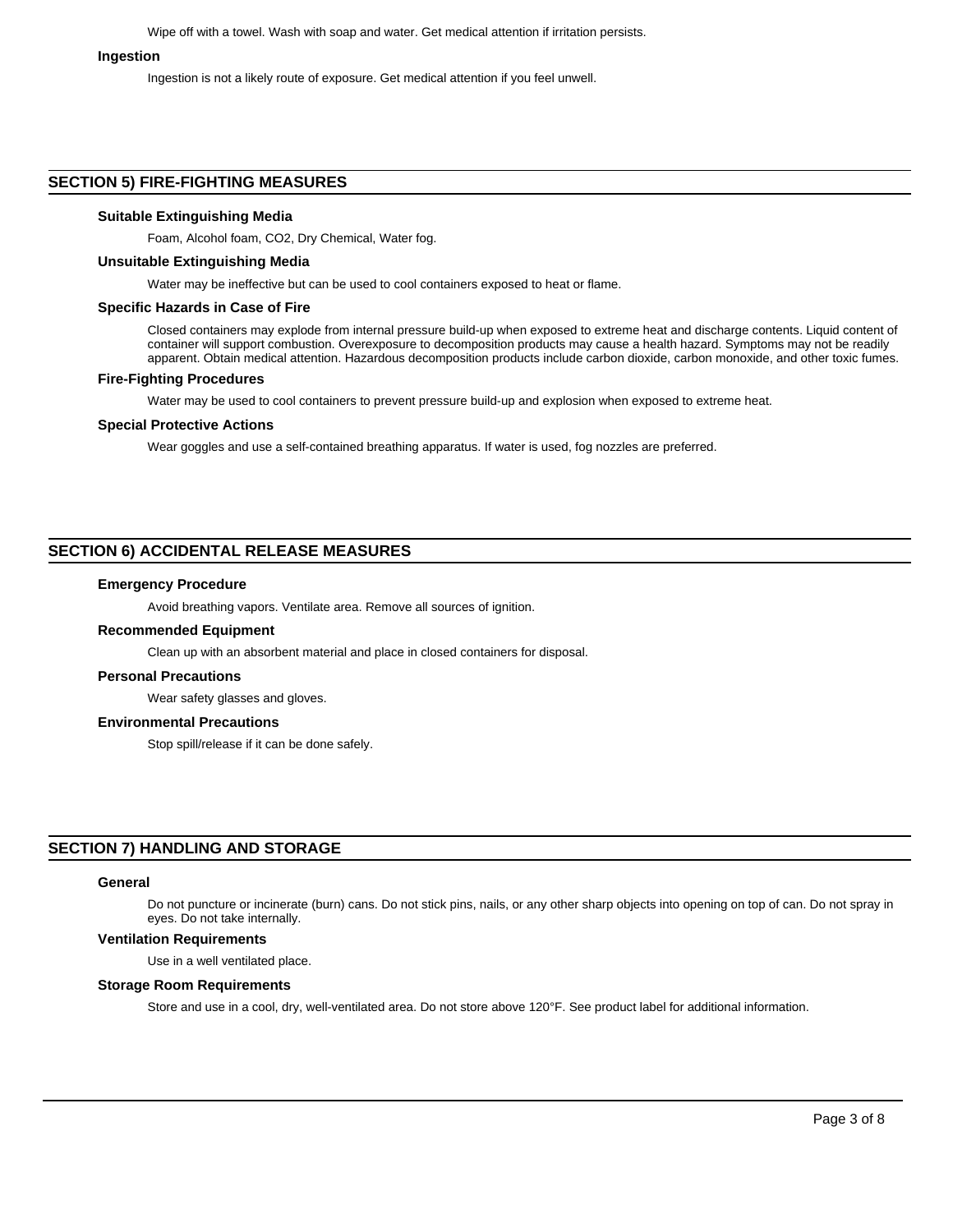Wipe off with a towel. Wash with soap and water. Get medical attention if irritation persists.

### Ingestion

Ingestion is not a likely route of exposure. Get medical attention if you feel unwell.

## SECTION 5) FIRE-FIGHTING MEASURES

### Suitable Extinguishing Media

Foam, Alcohol foam, $CO_2$, Dry Chemical, Water fog.

### Unsuitable Extinguishing Media

Water may be ineffective but can be used to cool containers exposed to heat or flame.

### Specific Hazards in Case of Fire

Closed containers may explode from internal pressure build-up when exposed to extreme heat and discharge contents. Liquid content of container will support combustion. Overexposure to decomposition products may cause a health hazard. Symptoms may not be readily apparent. Obtain medical attention. Hazardous decomposition products include carbon dioxide, carbon monoxide, and other toxic fumes.

### Fire-Fighting Procedures

Water may be used to cool containers to prevent pressure build-up and explosion when exposed to extreme heat.

### Special Protective Actions

Wear goggles and use a self-contained breathing apparatus. If water is used, fog nozzles are preferred.

## SECTION 6) ACCIDENTAL RELEASE MEASURES

### Emergency Procedure

Avoid breathing vapors. Ventilate area. Remove all sources of ignition.

### Recommended Equipment

Clean up with an absorbent material and place in closed containers for disposal.

### Personal Precautions

Wear safety glasses and gloves.

### Environmental Precautions

Stop spill/release if it can be done safely.

## SECTION 7) HANDLING AND STORAGE

### General

Do not puncture or incinerate (burn) cans. Do not stick pins, nails, or any other sharp objects into opening on top of can. Do not spray in eyes. Do not take internally.

### Ventilation Requirements

Use in a well ventilated place.

### Storage Room Requirements

Store and use in a cool, dry, well-ventilated area. Do not store above 120°F. See product label for additional information.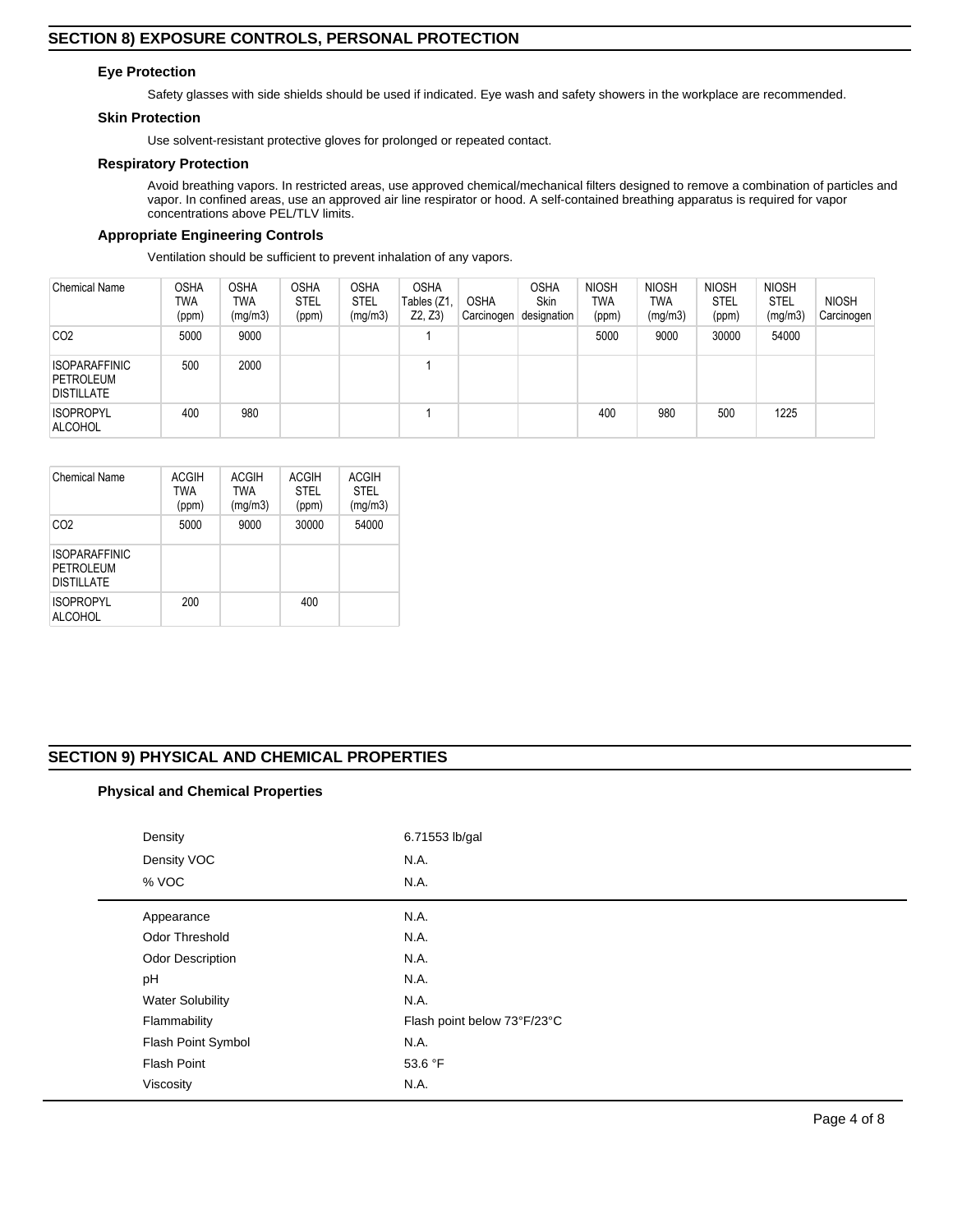## SECTION 8) EXPOSURE CONTROLS, PERSONAL PROTECTION

### Eye Protection

Safety glasses with side shields should be used if indicated. Eye wash and safety showers in the workplace are recommended.

### Skin Protection

Use solvent-resistant protective gloves for prolonged or repeated contact.

### Respiratory Protection

Avoid breathing vapors. In restricted areas, use approved chemical/mechanical filters designed to remove a combination of particles and vapor. In confined areas, use an approved air line respirator or hood. A self-contained breathing apparatus is required for vapor concentrations above PEL/TLV limits.

### Appropriate Engineering Controls

Ventilation should be sufficient to prevent inhalation of any vapors.

| Chemical Name | OSHA TWA (ppm) | OSHA TWA (mg/m3) | OSHA STEL (ppm) | OSHA STEL (mg/m3) | OSHA Tables (Z1, Z2, Z3) | OSHA Carcinogen | OSHA Skin designation | NIOSH TWA (ppm) | NIOSH TWA (mg/m3) | NIOSH STEL (ppm) | NIOSH STEL (mg/m3) | NIOSH Carcinogen |
|---|---|---|---|---|---|---|---|---|---|---|---|---|
| CO2 | 5000 | 9000 | | | 1 | | | 5000 | 9000 | 30000 | 54000 | |
| ISOPARAFFINIC PETROLEUM DISTILLATE | 500 | 2000 | | | 1 | | | | | | | |
| ISOPROPYL ALCOHOL | 400 | 980 | | | 1 | | | 400 | 980 | 500 | 1225 | |

| Chemical Name | ACGIH TWA (ppm) | ACGIH TWA (mg/m3) | ACGIH STEL (ppm) | ACGIH STEL (mg/m3) |
|---|---|---|---|---|
| CO2 | 5000 | 9000 | 30000 | 54000 |
| ISOPARAFFINIC PETROLEUM DISTILLATE | | | | |
| ISOPROPYL ALCOHOL | 200 | | 400 | |

## SECTION 9) PHYSICAL AND CHEMICAL PROPERTIES

### Physical and Chemical Properties

| Property | Value |
|---|---|
| Density | 6.71553 lb/gal |
| Density VOC | N.A. |
| % VOC | N.A. |
| Appearance | N.A. |
| Odor Threshold | N.A. |
| Odor Description | N.A. |
| pH | N.A. |
| Water Solubility | N.A. |
| Flammability | Flash point below 73°F/23°C |
| Flash Point Symbol | N.A. |
| Flash Point | 53.6 °F |
| Viscosity | N.A. |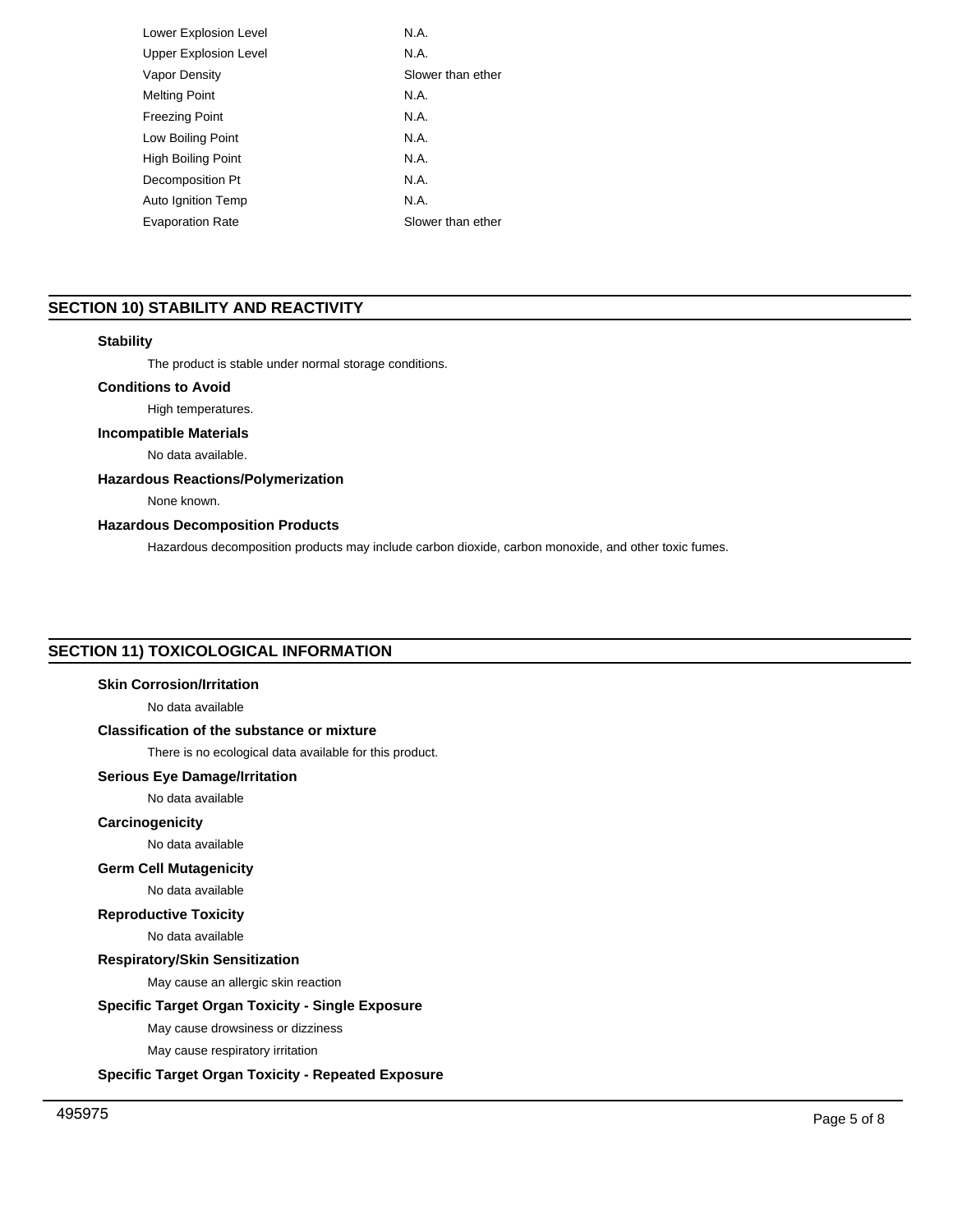| | |
|---|---|
| Lower Explosion Level | N.A. |
| Upper Explosion Level | N.A. |
| Vapor Density | Slower than ether |
| Melting Point | N.A. |
| Freezing Point | N.A. |
| Low Boiling Point | N.A. |
| High Boiling Point | N.A. |
| Decomposition Pt | N.A. |
| Auto Ignition Temp | N.A. |
| Evaporation Rate | Slower than ether |

## SECTION 10) STABILITY AND REACTIVITY

### Stability

The product is stable under normal storage conditions.

### Conditions to Avoid

High temperatures.

### Incompatible Materials

No data available.

### Hazardous Reactions/Polymerization

None known.

### Hazardous Decomposition Products

Hazardous decomposition products may include carbon dioxide, carbon monoxide, and other toxic fumes.

## SECTION 11) TOXICOLOGICAL INFORMATION

### Skin Corrosion/Irritation

No data available

### Classification of the substance or mixture

There is no ecological data available for this product.

### Serious Eye Damage/Irritation

No data available

### Carcinogenicity

No data available

### Germ Cell Mutagenicity

No data available

### Reproductive Toxicity

No data available

### Respiratory/Skin Sensitization

May cause an allergic skin reaction

### Specific Target Organ Toxicity - Single Exposure

May cause drowsiness or dizziness

May cause respiratory irritation

### Specific Target Organ Toxicity - Repeated Exposure

495975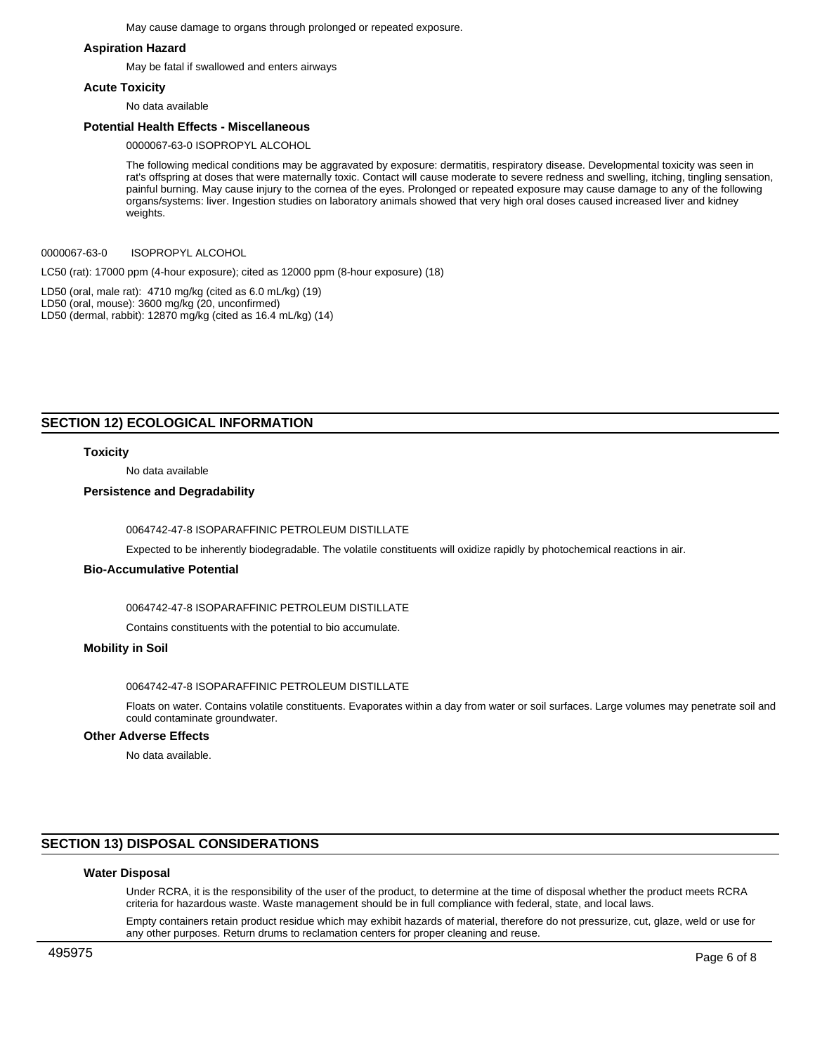May cause damage to organs through prolonged or repeated exposure.

### Aspiration Hazard

May be fatal if swallowed and enters airways

### Acute Toxicity

No data available

### Potential Health Effects - Miscellaneous

0000067-63-0 ISOPROPYL ALCOHOL

The following medical conditions may be aggravated by exposure: dermatitis, respiratory disease. Developmental toxicity was seen in rat's offspring at doses that were maternally toxic. Contact will cause moderate to severe redness and swelling, itching, tingling sensation, painful burning. May cause injury to the cornea of the eyes. Prolonged or repeated exposure may cause damage to any of the following organs/systems: liver. Ingestion studies on laboratory animals showed that very high oral doses caused increased liver and kidney weights.

0000067-63-0 ISOPROPYL ALCOHOL

LC50 (rat): 17000 ppm (4-hour exposure); cited as 12000 ppm (8-hour exposure) (18)

LD50 (oral, male rat): 4710 mg/kg (cited as 6.0 mL/kg) (19)
LD50 (oral, mouse): 3600 mg/kg (20, unconfirmed)
LD50 (dermal, rabbit): 12870 mg/kg (cited as 16.4 mL/kg) (14)

## SECTION 12) ECOLOGICAL INFORMATION

### Toxicity

No data available

### Persistence and Degradability

0064742-47-8 ISOPARAFFINIC PETROLEUM DISTILLATE

Expected to be inherently biodegradable. The volatile constituents will oxidize rapidly by photochemical reactions in air.

### Bio-Accumulative Potential

0064742-47-8 ISOPARAFFINIC PETROLEUM DISTILLATE

Contains constituents with the potential to bio accumulate.

### Mobility in Soil

0064742-47-8 ISOPARAFFINIC PETROLEUM DISTILLATE

Floats on water. Contains volatile constituents. Evaporates within a day from water or soil surfaces. Large volumes may penetrate soil and could contaminate groundwater.

### Other Adverse Effects

No data available.

## SECTION 13) DISPOSAL CONSIDERATIONS

### Water Disposal

Under RCRA, it is the responsibility of the user of the product, to determine at the time of disposal whether the product meets RCRA criteria for hazardous waste. Waste management should be in full compliance with federal, state, and local laws.

Empty containers retain product residue which may exhibit hazards of material, therefore do not pressurize, cut, glaze, weld or use for any other purposes. Return drums to reclamation centers for proper cleaning and reuse.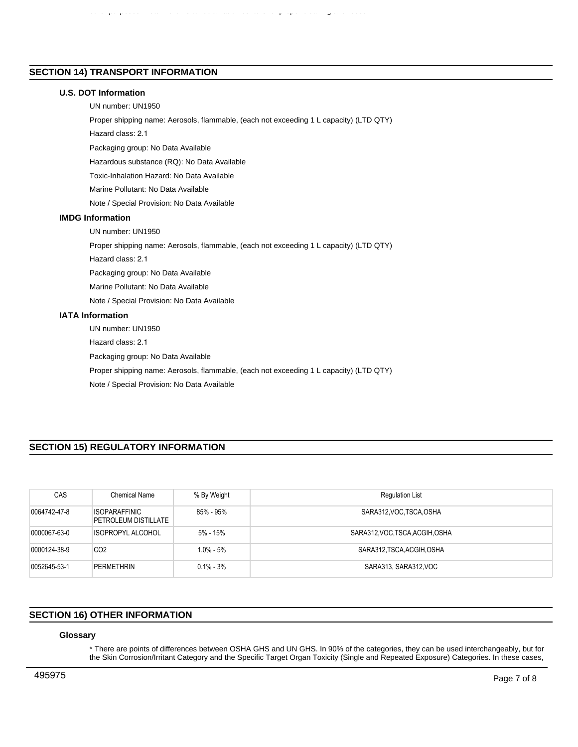## SECTION 14) TRANSPORT INFORMATION

### U.S. DOT Information

UN number: UN1950

Proper shipping name: Aerosols, flammable, (each not exceeding 1 L capacity) (LTD QTY)

Hazard class: 2.1

Packaging group: No Data Available

Hazardous substance (RQ): No Data Available

Toxic-Inhalation Hazard: No Data Available

Marine Pollutant: No Data Available

Note / Special Provision: No Data Available

### IMDG Information

UN number: UN1950

Proper shipping name: Aerosols, flammable, (each not exceeding 1 L capacity) (LTD QTY)

Hazard class: 2.1

Packaging group: No Data Available

Marine Pollutant: No Data Available

Note / Special Provision: No Data Available

### IATA Information

UN number: UN1950

Hazard class: 2.1

Packaging group: No Data Available

Proper shipping name: Aerosols, flammable, (each not exceeding 1 L capacity) (LTD QTY)

Note / Special Provision: No Data Available

## SECTION 15) REGULATORY INFORMATION

| CAS | Chemical Name | % By Weight | Regulation List |
|---|---|---|---|
| 0064742-47-8 | ISOPARAFFINIC PETROLEUM DISTILLATE | 85% - 95% | SARA312,VOC,TSCA,OSHA |
| 0000067-63-0 | ISOPROPYL ALCOHOL | 5% - 15% | SARA312,VOC,TSCA,ACGIH,OSHA |
| 0000124-38-9 | $CO_2$ | 1.0% - 5% | SARA312,TSCA,ACGIH,OSHA |
| 0052645-53-1 | PERMETHRIN | 0.1% - 3% | SARA313, SARA312,VOC |

## SECTION 16) OTHER INFORMATION

### Glossary

* There are points of differences between OSHA GHS and UN GHS. In 90% of the categories, they can be used interchangeably, but for the Skin Corrosion/Irritant Category and the Specific Target Organ Toxicity (Single and Repeated Exposure) Categories. In these cases,

495975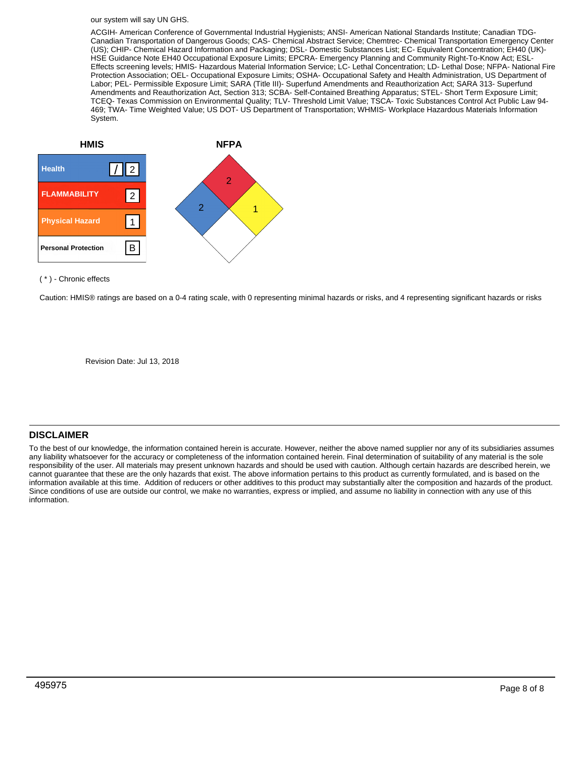our system will say UN GHS.

ACGIH- American Conference of Governmental Industrial Hygienists; ANSI- American National Standards Institute; Canadian TDG- Canadian Transportation of Dangerous Goods; CAS- Chemical Abstract Service; Chemtrec- Chemical Transportation Emergency Center (US); CHIP- Chemical Hazard Information and Packaging; DSL- Domestic Substances List; EC- Equivalent Concentration; EH40 (UK)- HSE Guidance Note EH40 Occupational Exposure Limits; EPCRA- Emergency Planning and Community Right-To-Know Act; ESL- Effects screening levels; HMIS- Hazardous Material Information Service; LC- Lethal Concentration; LD- Lethal Dose; NFPA- National Fire Protection Association; OEL- Occupational Exposure Limits; OSHA- Occupational Safety and Health Administration, US Department of Labor; PEL- Permissible Exposure Limit; SARA (Title III)- Superfund Amendments and Reauthorization Act; SARA 313- Superfund Amendments and Reauthorization Act, Section 313; SCBA- Self-Contained Breathing Apparatus; STEL- Short Term Exposure Limit; TCEQ- Texas Commission on Environmental Quality; TLV- Threshold Limit Value; TSCA- Toxic Substances Control Act Public Law 94-469; TWA- Time Weighted Value; US DOT- US Department of Transportation; WHMIS- Workplace Hazardous Materials Information System.

**HMIS**

| | |
|---|---|
| Health | / 2 |
| FLAMMABILITY | 2 |
| Physical Hazard | 1 |
| Personal Protection | B |

**NFPA**

2

2

1

( * ) - Chronic effects

Caution: HMIS® ratings are based on a 0-4 rating scale, with 0 representing minimal hazards or risks, and 4 representing significant hazards or risks

Revision Date: Jul 13, 2018

## DISCLAIMER

To the best of our knowledge, the information contained herein is accurate. However, neither the above named supplier nor any of its subsidiaries assumes any liability whatsoever for the accuracy or completeness of the information contained herein. Final determination of suitability of any material is the sole responsibility of the user. All materials may present unknown hazards and should be used with caution. Although certain hazards are described herein, we cannot guarantee that these are the only hazards that exist. The above information pertains to this product as currently formulated, and is based on the information available at this time. Addition of reducers or other additives to this product may substantially alter the composition and hazards of the product. Since conditions of use are outside our control, we make no warranties, express or implied, and assume no liability in connection with any use of this information.

495975